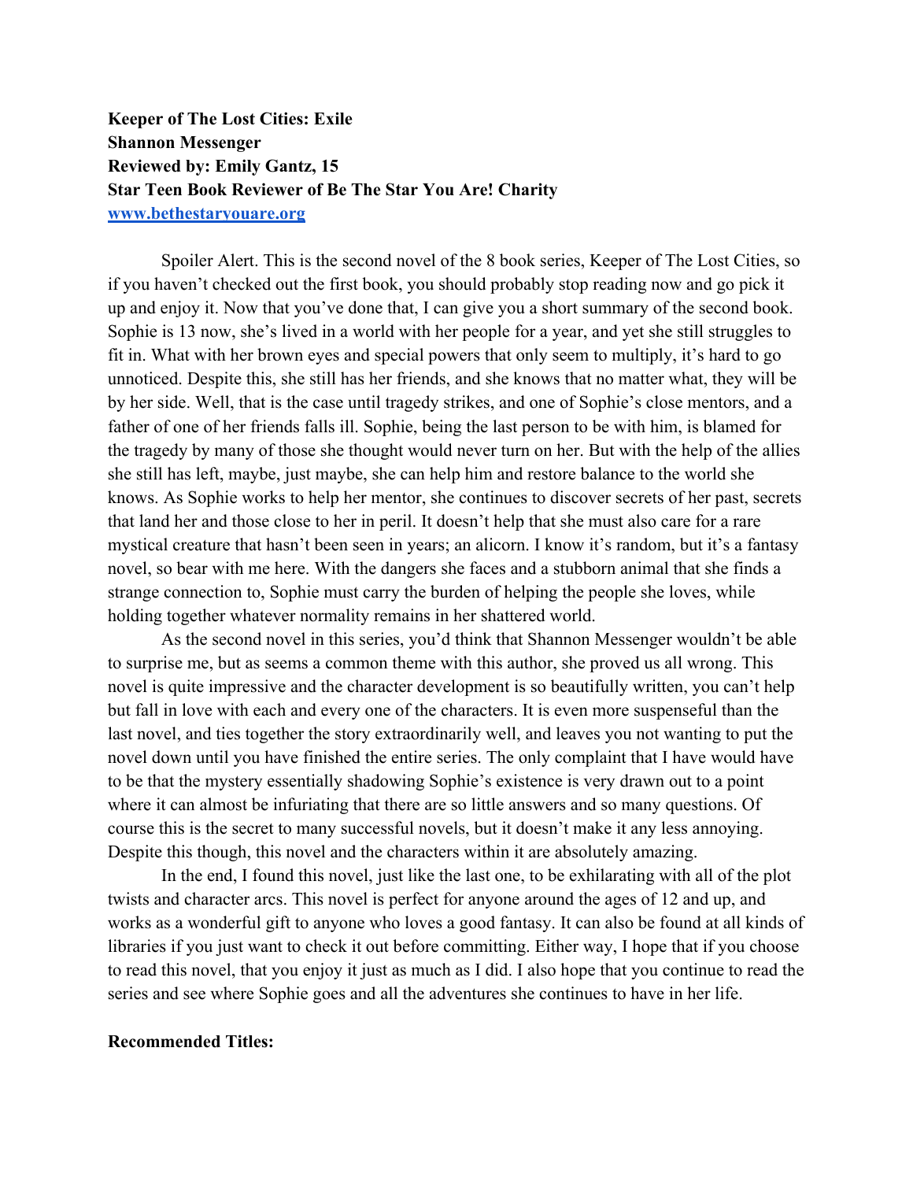**Keeper of The Lost Cities: Exile**
**Shannon Messenger**
**Reviewed by: Emily Gantz, 15**
**Star Teen Book Reviewer of Be The Star You Are! Charity**
**[www.bethestaryouare.org](http://www.bethestaryouare.org)**

Spoiler Alert. This is the second novel of the 8 book series, Keeper of The Lost Cities, so if you haven't checked out the first book, you should probably stop reading now and go pick it up and enjoy it. Now that you've done that, I can give you a short summary of the second book. Sophie is 13 now, she's lived in a world with her people for a year, and yet she still struggles to fit in. What with her brown eyes and special powers that only seem to multiply, it's hard to go unnoticed. Despite this, she still has her friends, and she knows that no matter what, they will be by her side. Well, that is the case until tragedy strikes, and one of Sophie's close mentors, and a father of one of her friends falls ill. Sophie, being the last person to be with him, is blamed for the tragedy by many of those she thought would never turn on her. But with the help of the allies she still has left, maybe, just maybe, she can help him and restore balance to the world she knows. As Sophie works to help her mentor, she continues to discover secrets of her past, secrets that land her and those close to her in peril. It doesn't help that she must also care for a rare mystical creature that hasn't been seen in years; an alicorn. I know it's random, but it's a fantasy novel, so bear with me here. With the dangers she faces and a stubborn animal that she finds a strange connection to, Sophie must carry the burden of helping the people she loves, while holding together whatever normality remains in her shattered world.

As the second novel in this series, you'd think that Shannon Messenger wouldn't be able to surprise me, but as seems a common theme with this author, she proved us all wrong. This novel is quite impressive and the character development is so beautifully written, you can't help but fall in love with each and every one of the characters. It is even more suspenseful than the last novel, and ties together the story extraordinarily well, and leaves you not wanting to put the novel down until you have finished the entire series. The only complaint that I have would have to be that the mystery essentially shadowing Sophie's existence is very drawn out to a point where it can almost be infuriating that there are so little answers and so many questions. Of course this is the secret to many successful novels, but it doesn't make it any less annoying. Despite this though, this novel and the characters within it are absolutely amazing.

In the end, I found this novel, just like the last one, to be exhilarating with all of the plot twists and character arcs. This novel is perfect for anyone around the ages of 12 and up, and works as a wonderful gift to anyone who loves a good fantasy. It can also be found at all kinds of libraries if you just want to check it out before committing. Either way, I hope that if you choose to read this novel, that you enjoy it just as much as I did. I also hope that you continue to read the series and see where Sophie goes and all the adventures she continues to have in her life.

**Recommended Titles:**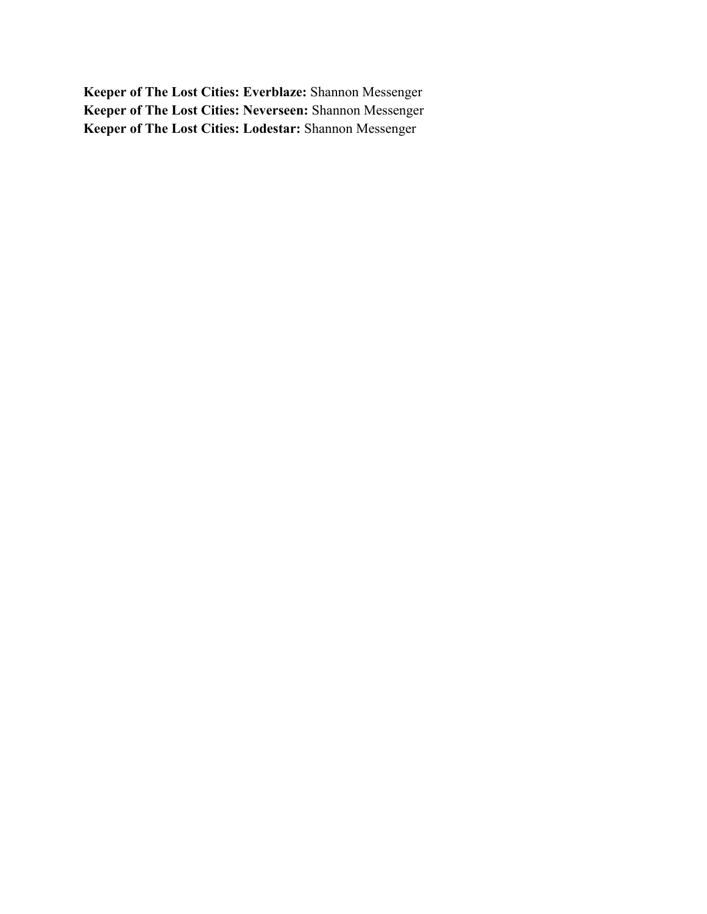**Keeper of The Lost Cities: Everblaze:** Shannon Messenger
**Keeper of The Lost Cities: Neverseen:** Shannon Messenger
**Keeper of The Lost Cities: Lodestar:** Shannon Messenger